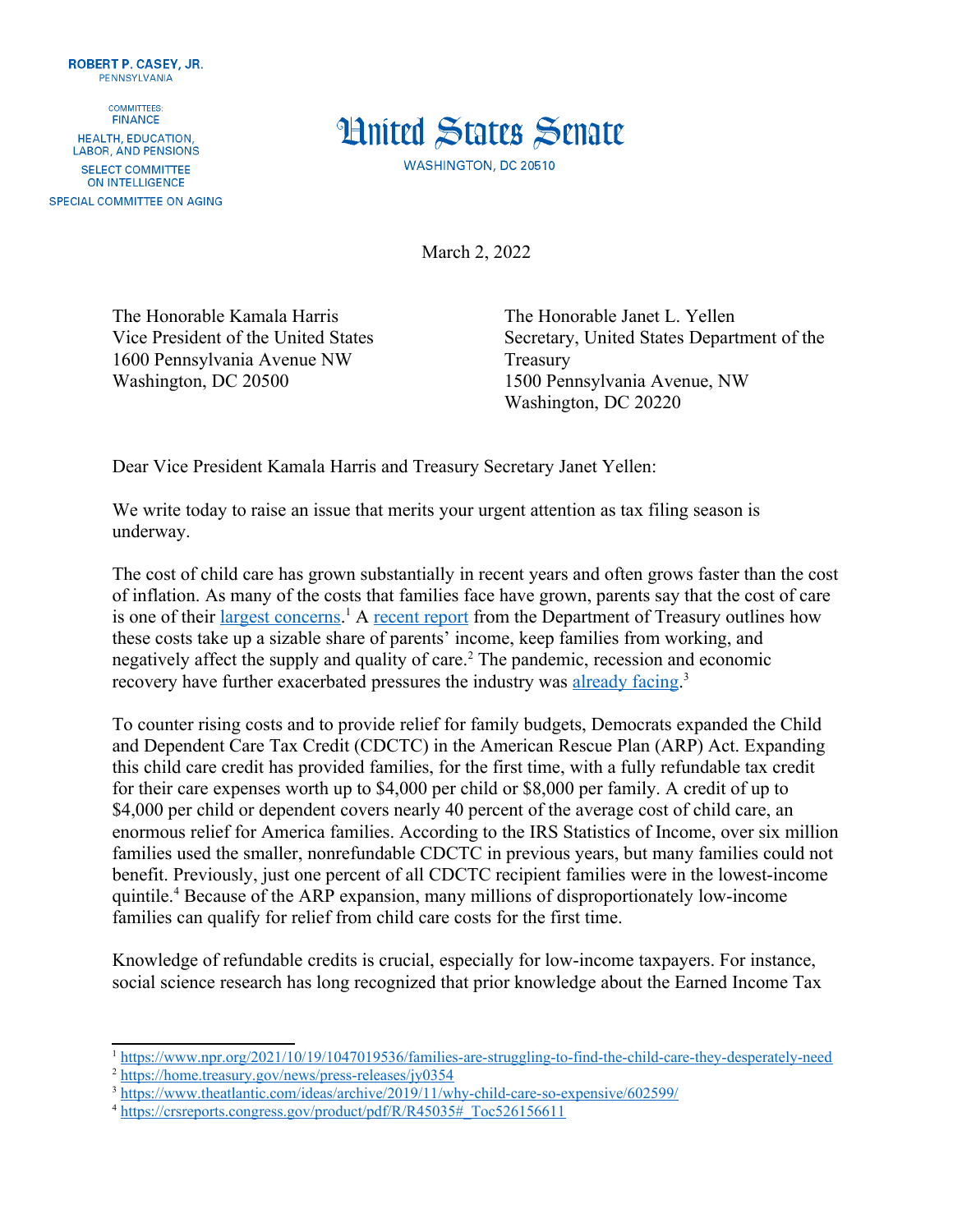**ROBERT P. CASEY, JR.**
PENNSYLVANIA

COMMITTEES:
FINANCE
HEALTH, EDUCATION, LABOR, AND PENSIONS
SELECT COMMITTEE ON INTELLIGENCE
SPECIAL COMMITTEE ON AGING

# United States Senate

WASHINGTON, DC 20510

March 2, 2022

The Honorable Kamala Harris
Vice President of the United States
1600 Pennsylvania Avenue NW
Washington, DC 20500

The Honorable Janet L. Yellen
Secretary, United States Department of the Treasury
1500 Pennsylvania Avenue, NW
Washington, DC 20220

Dear Vice President Kamala Harris and Treasury Secretary Janet Yellen:

We write today to raise an issue that merits your urgent attention as tax filing season is underway.

The cost of child care has grown substantially in recent years and often grows faster than the cost of inflation. As many of the costs that families face have grown, parents say that the cost of care is one of their largest concerns.[1] A recent report from the Department of Treasury outlines how these costs take up a sizable share of parents' income, keep families from working, and negatively affect the supply and quality of care.[2] The pandemic, recession and economic recovery have further exacerbated pressures the industry was already facing.[3]

To counter rising costs and to provide relief for family budgets, Democrats expanded the Child and Dependent Care Tax Credit (CDCTC) in the American Rescue Plan (ARP) Act. Expanding this child care credit has provided families, for the first time, with a fully refundable tax credit for their care expenses worth up to $4,000 per child or $8,000 per family. A credit of up to $4,000 per child or dependent covers nearly 40 percent of the average cost of child care, an enormous relief for America families. According to the IRS Statistics of Income, over six million families used the smaller, nonrefundable CDCTC in previous years, but many families could not benefit. Previously, just one percent of all CDCTC recipient families were in the lowest-income quintile.[4] Because of the ARP expansion, many millions of disproportionately low-income families can qualify for relief from child care costs for the first time.

Knowledge of refundable credits is crucial, especially for low-income taxpayers. For instance, social science research has long recognized that prior knowledge about the Earned Income Tax

---

[1] https://www.npr.org/2021/10/19/1047019536/families-are-struggling-to-find-the-child-care-they-desperately-need
[2] https://home.treasury.gov/news/press-releases/jy0354
[3] https://www.theatlantic.com/ideas/archive/2019/11/why-child-care-so-expensive/602599/
[4] https://crsreports.congress.gov/product/pdf/R/R45035#_Toc526156611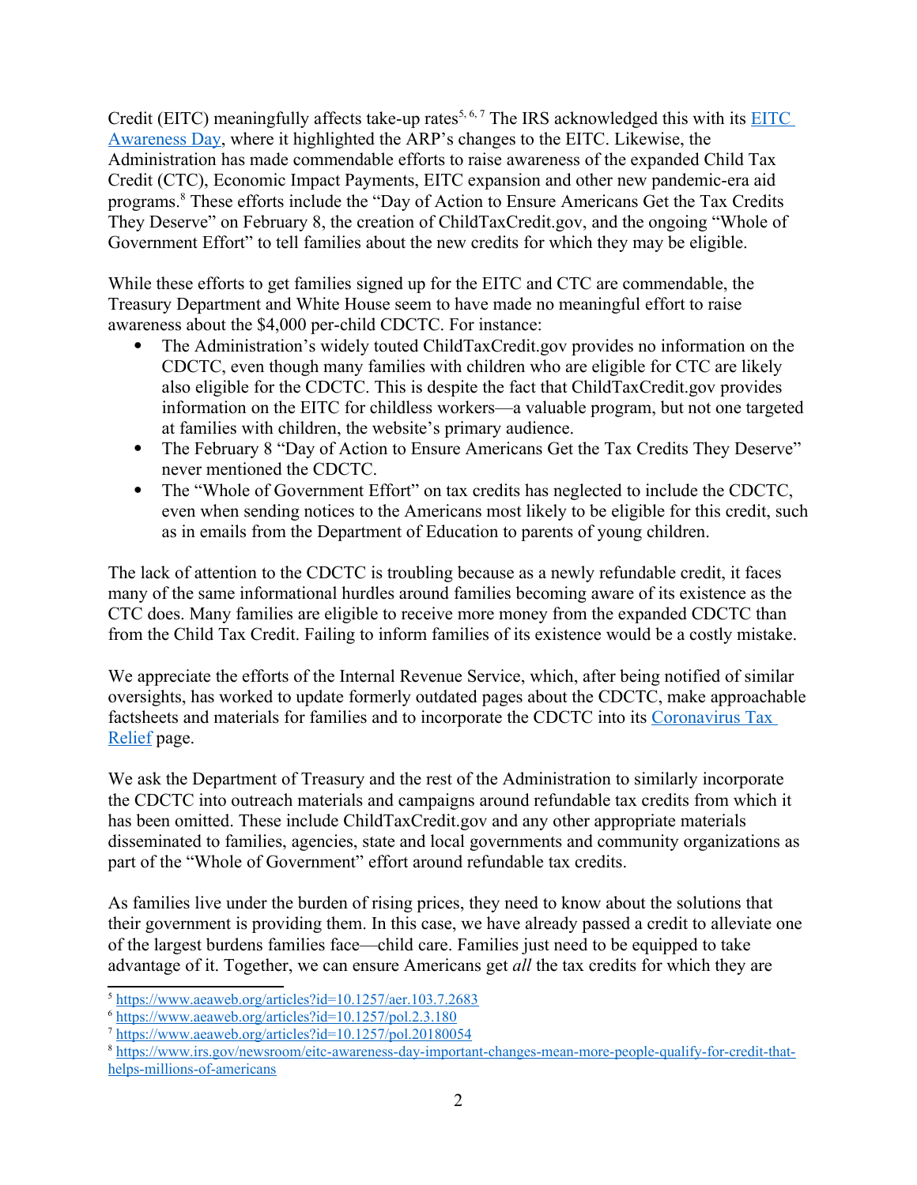Credit (EITC) meaningfully affects take-up rates[5, 6, 7] The IRS acknowledged this with its [EITC Awareness Day](https://www.irs.gov/newsroom/eitc-awareness-day-important-changes-mean-more-people-qualify-for-credit-that-helps-millions-of-americans), where it highlighted the ARP's changes to the EITC. Likewise, the Administration has made commendable efforts to raise awareness of the expanded Child Tax Credit (CTC), Economic Impact Payments, EITC expansion and other new pandemic-era aid programs.[8] These efforts include the "Day of Action to Ensure Americans Get the Tax Credits They Deserve" on February 8, the creation of ChildTaxCredit.gov, and the ongoing "Whole of Government Effort" to tell families about the new credits for which they may be eligible.

While these efforts to get families signed up for the EITC and CTC are commendable, the Treasury Department and White House seem to have made no meaningful effort to raise awareness about the $4,000 per-child CDCTC. For instance:

- The Administration's widely touted ChildTaxCredit.gov provides no information on the CDCTC, even though many families with children who are eligible for CTC are likely also eligible for the CDCTC. This is despite the fact that ChildTaxCredit.gov provides information on the EITC for childless workers—a valuable program, but not one targeted at families with children, the website's primary audience.
- The February 8 "Day of Action to Ensure Americans Get the Tax Credits They Deserve" never mentioned the CDCTC.
- The "Whole of Government Effort" on tax credits has neglected to include the CDCTC, even when sending notices to the Americans most likely to be eligible for this credit, such as in emails from the Department of Education to parents of young children.

The lack of attention to the CDCTC is troubling because as a newly refundable credit, it faces many of the same informational hurdles around families becoming aware of its existence as the CTC does. Many families are eligible to receive more money from the expanded CDCTC than from the Child Tax Credit. Failing to inform families of its existence would be a costly mistake.

We appreciate the efforts of the Internal Revenue Service, which, after being notified of similar oversights, has worked to update formerly outdated pages about the CDCTC, make approachable factsheets and materials for families and to incorporate the CDCTC into its [Coronavirus Tax Relief](#) page.

We ask the Department of Treasury and the rest of the Administration to similarly incorporate the CDCTC into outreach materials and campaigns around refundable tax credits from which it has been omitted. These include ChildTaxCredit.gov and any other appropriate materials disseminated to families, agencies, state and local governments and community organizations as part of the "Whole of Government" effort around refundable tax credits.

As families live under the burden of rising prices, they need to know about the solutions that their government is providing them. In this case, we have already passed a credit to alleviate one of the largest burdens families face—child care. Families just need to be equipped to take advantage of it. Together, we can ensure Americans get *all* the tax credits for which they are

---

[5] https://www.aeaweb.org/articles?id=10.1257/aer.103.7.2683

[6] https://www.aeaweb.org/articles?id=10.1257/pol.2.3.180

[7] https://www.aeaweb.org/articles?id=10.1257/pol.20180054

[8] https://www.irs.gov/newsroom/eitc-awareness-day-important-changes-mean-more-people-qualify-for-credit-that-helps-millions-of-americans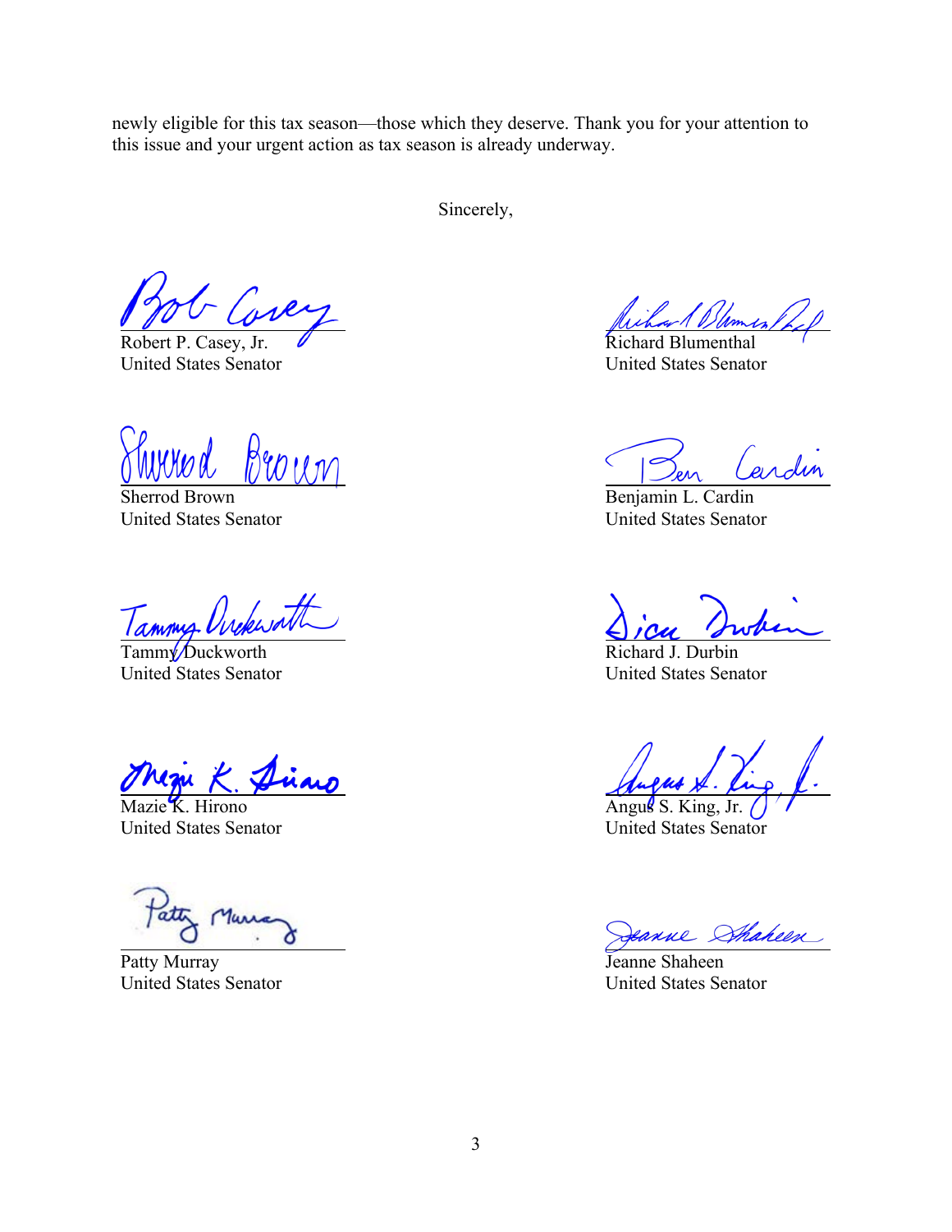newly eligible for this tax season—those which they deserve. Thank you for your attention to this issue and your urgent action as tax season is already underway.

Sincerely,

Robert P. Casey, Jr.
United States Senator

Richard Blumenthal
United States Senator

Sherrod Brown
United States Senator

Benjamin L. Cardin
United States Senator

Tammy Duckworth
United States Senator

Richard J. Durbin
United States Senator

Mazie K. Hirono
United States Senator

Angus S. King, Jr.
United States Senator

Patty Murray
United States Senator

Jeanne Shaheen
United States Senator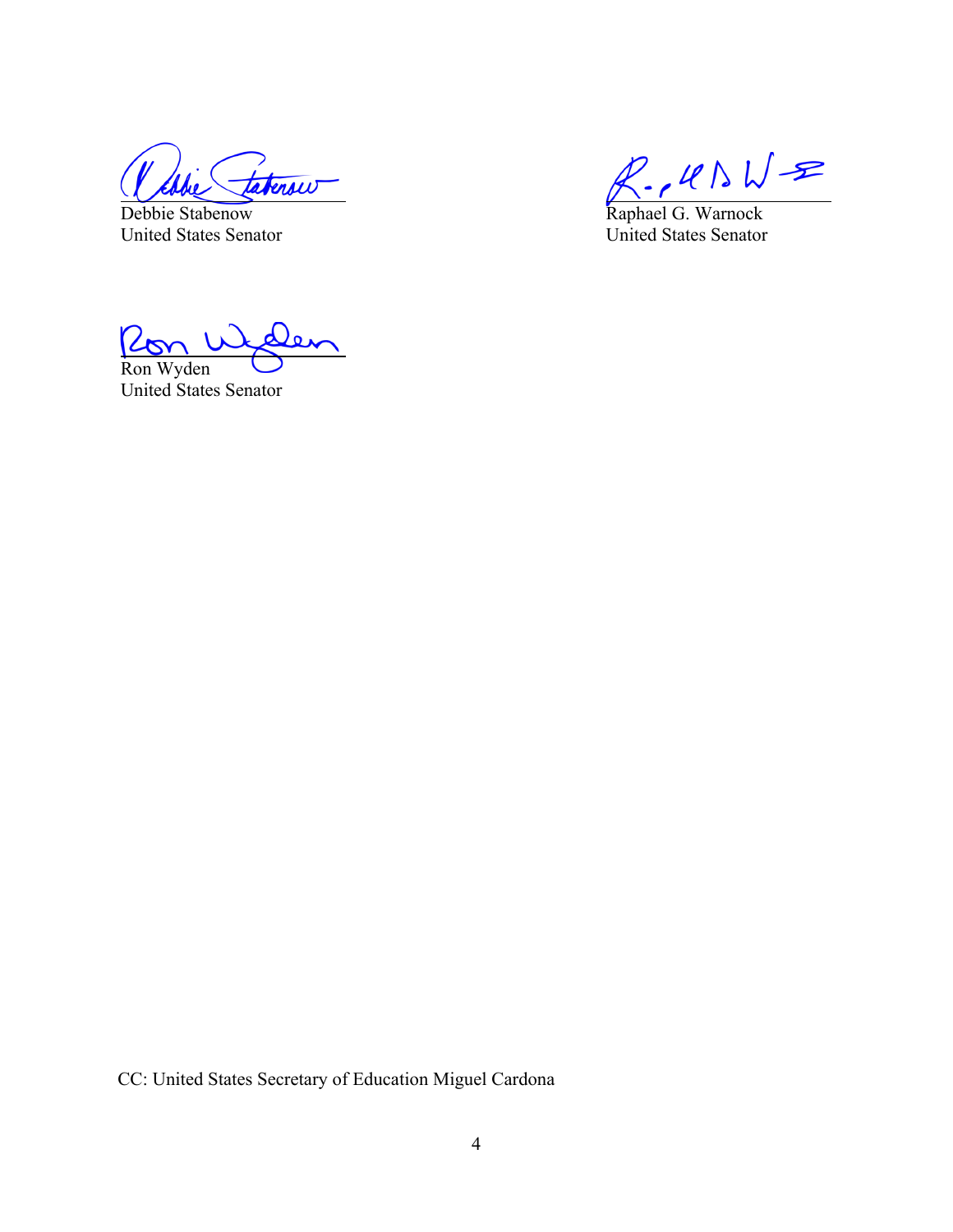Debbie Stabenow
United States Senator

Raphael G. Warnock
United States Senator

Ron Wyden
United States Senator

CC: United States Secretary of Education Miguel Cardona